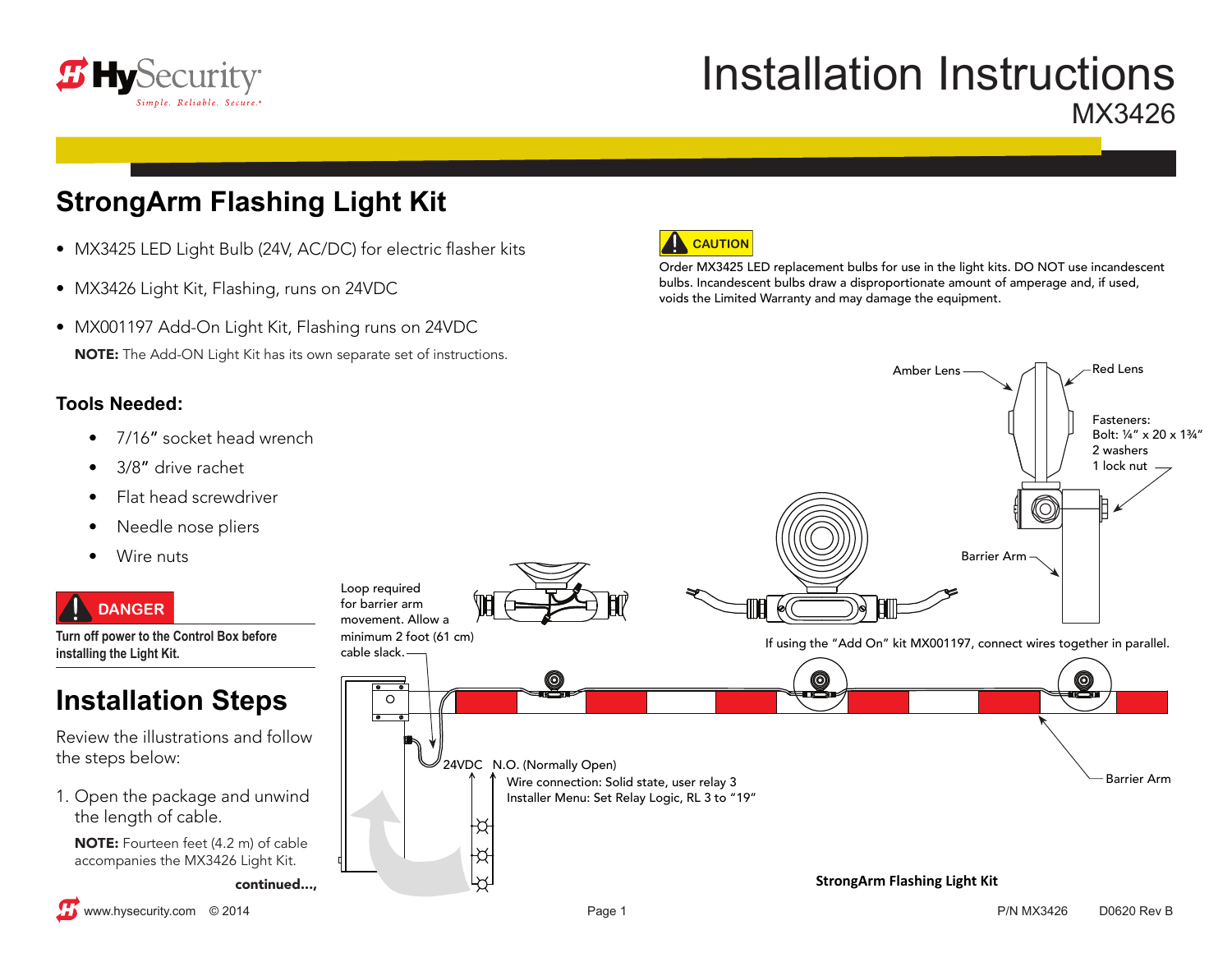# Installation Instructions

MX3426

## StrongArm Flashing Light Kit

- MX3425 LED Light Bulb (24V, AC/DC) for electric flasher kits
- MX3426 Light Kit, Flashing, runs on 24VDC
- MX001197 Add-On Light Kit, Flashing runs on 24VDC

**NOTE:** The Add-ON Light Kit has its own separate set of instructions.

**CAUTION**

Order MX3425 LED replacement bulbs for use in the light kits. DO NOT use incandescent bulbs. Incandescent bulbs draw a disproportionate amount of amperage and, if used, voids the Limited Warranty and may damage the equipment.

### Tools Needed:

- 7/16" socket head wrench
- 3/8" drive rachet
- Flat head screwdriver
- Needle nose pliers
- Wire nuts

**DANGER**

**Turn off power to the Control Box before installing the Light Kit.**

## Installation Steps

Review the illustrations and follow the steps below:

1. Open the package and unwind the length of cable.

   **NOTE:** Fourteen feet (4.2 m) of cable accompanies the MX3426 Light Kit.

**continued...,**

Amber Lens

Red Lens

Fasteners:
Bolt: ¼" x 20 x 1¾"
2 washers
1 lock nut

Barrier Arm

Loop required for barrier arm movement. Allow a minimum 2 foot (61 cm) cable slack.

If using the "Add On" kit MX001197, connect wires together in parallel.

24VDC N.O. (Normally Open)

Wire connection: Solid state, user relay 3
Installer Menu: Set Relay Logic, RL 3 to "19"

Barrier Arm

**StrongArm Flashing Light Kit**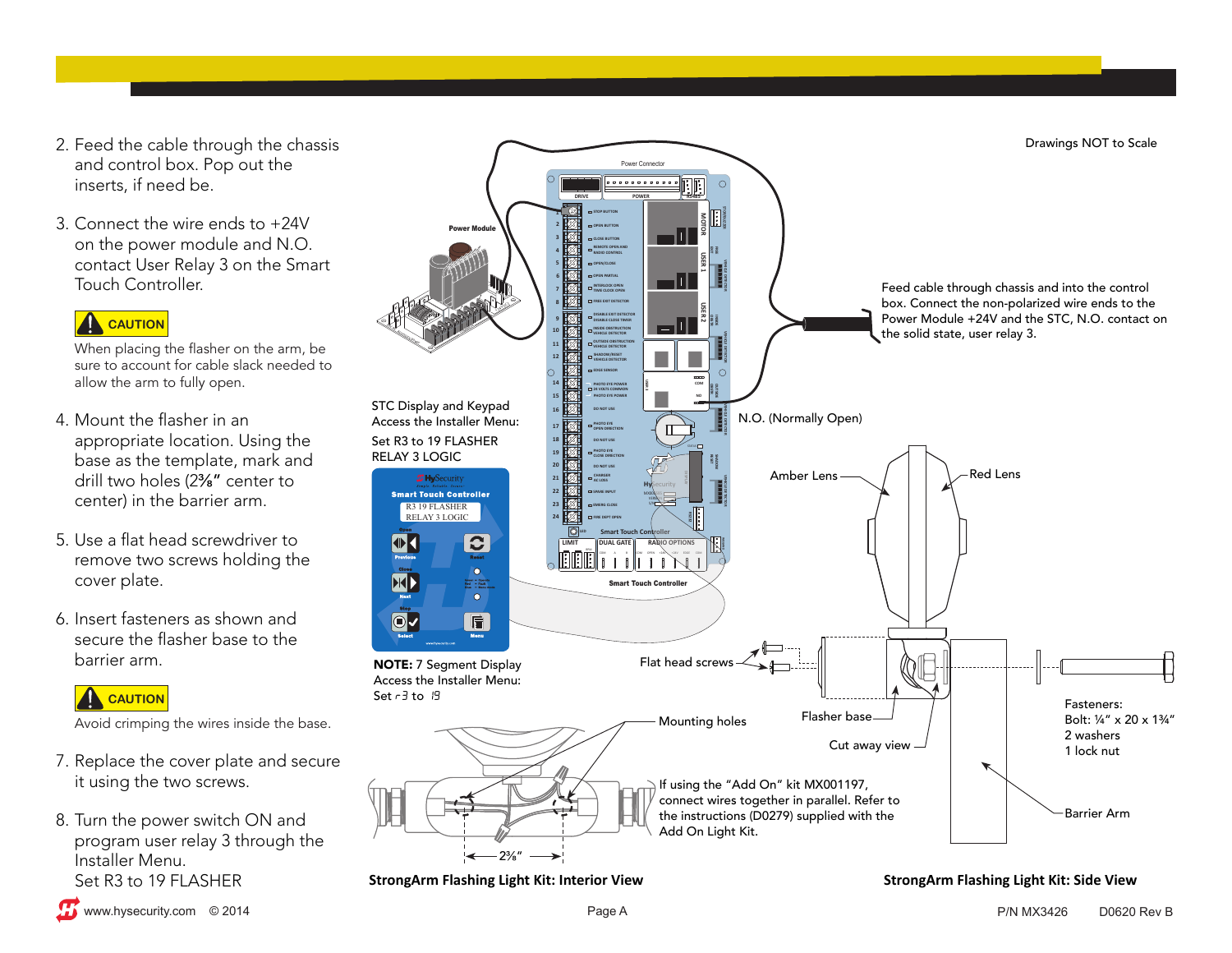2. Feed the cable through the chassis and control box. Pop out the inserts, if need be.

3. Connect the wire ends to +24V on the power module and N.O. contact User Relay 3 on the Smart Touch Controller.

**CAUTION**

When placing the flasher on the arm, be sure to account for cable slack needed to allow the arm to fully open.

4. Mount the flasher in an appropriate location. Using the base as the template, mark and drill two holes (2⅜" center to center) in the barrier arm.

5. Use a flat head screwdriver to remove two screws holding the cover plate.

6. Insert fasteners as shown and secure the flasher base to the barrier arm.

**CAUTION**

Avoid crimping the wires inside the base.

7. Replace the cover plate and secure it using the two screws.

8. Turn the power switch ON and program user relay 3 through the Installer Menu.
   Set R3 to 19 FLASHER

Drawings NOT to Scale

Power Connector

Power Module

Feed cable through chassis and into the control box. Connect the non-polarized wire ends to the Power Module +24V and the STC, N.O. contact on the solid state, user relay 3.

STC Display and Keypad
Access the Installer Menu:
Set R3 to 19 FLASHER
RELAY 3 LOGIC

N.O. (Normally Open)

Smart Touch Controller

Amber Lens

Red Lens

**NOTE:** 7 Segment Display
Access the Installer Menu:
Set r3 to 19

Flat head screws

Mounting holes

Flasher base

Cut away view

Fasteners:
Bolt: ¼" x 20 x 1¾"
2 washers
1 lock nut

If using the "Add On" kit MX001197, connect wires together in parallel. Refer to the instructions (D0279) supplied with the Add On Light Kit.

Barrier Arm

2⅜"

**StrongArm Flashing Light Kit: Interior View**

**StrongArm Flashing Light Kit: Side View**

www.hysecurity.com © 2014

P/N MX3426 D0620 Rev B